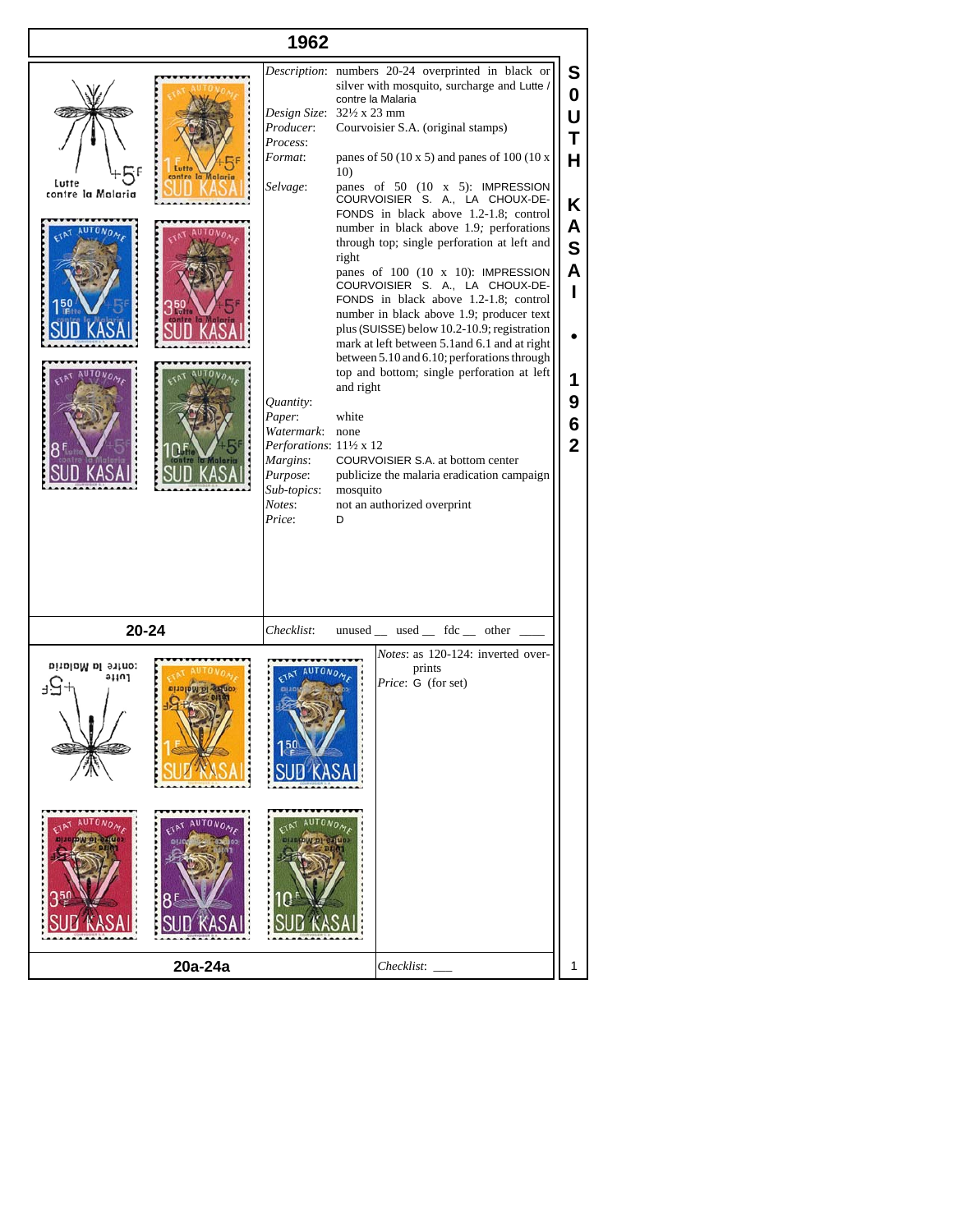# 1962

## SOUTH KASAI • 1962

*Description*: numbers 20-24 overprinted in black or silver with mosquito, surcharge and Lutte / contre la Malaria

*Design Size*: 32½ x 23 mm

*Producer*: Courvoisier S.A. (original stamps)

*Process*:

*Format*: panes of 50 (10 x 5) and panes of 100 (10 x 10)

*Selvage*: panes of 50 (10 x 5): IMPRESSION COURVOISIER S. A., LA CHOUX-DE-FONDS in black above 1.2-1.8; control number in black above 1.9; perforations through top; single perforation at left and right

panes of 100 (10 x 10): IMPRESSION COURVOISIER S. A., LA CHOUX-DE-FONDS in black above 1.2-1.8; control number in black above 1.9; producer text plus (SUISSE) below 10.2-10.9; registration mark at left between 5.1and 6.1 and at right between 5.10 and 6.10; perforations through top and bottom; single perforation at left and right

*Quantity*:

*Paper*: white

*Watermark*: none

*Perforations*: 11½ x 12

*Margins*: COURVOISIER S.A. at bottom center

*Purpose*: publicize the malaria eradication campaign

*Sub-topics*: mosquito

*Notes*: not an authorized overprint

*Price*: D

### 20-24

*Checklist*: unused __ used __ fdc __ other ____

*Notes*: as 120-124: inverted overprints

*Price*: G (for set)

### 20a-24a

*Checklist*: ___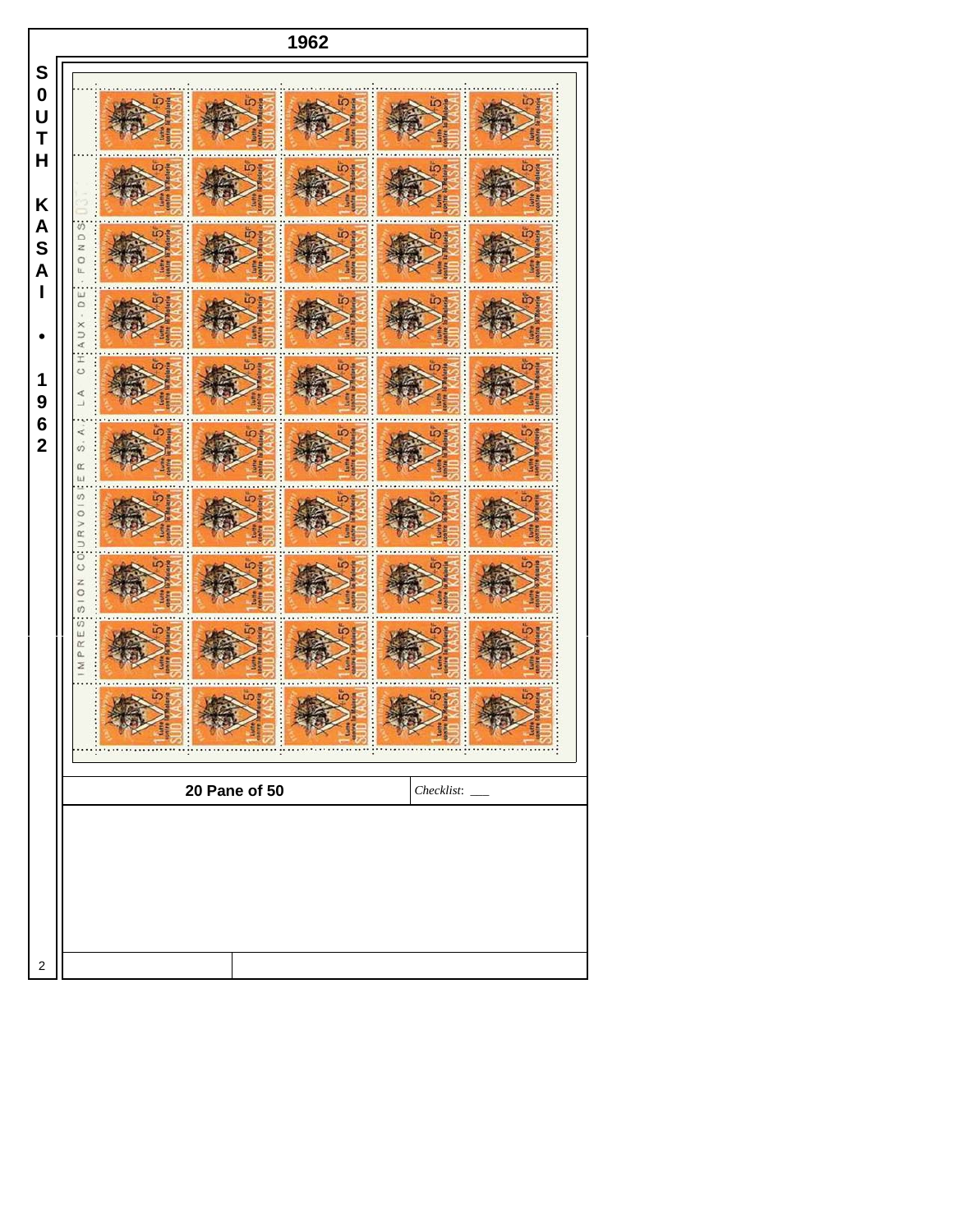# 1962

**SOUTH KASAI • 1962**

**20 Pane of 50**

*Checklist:* ___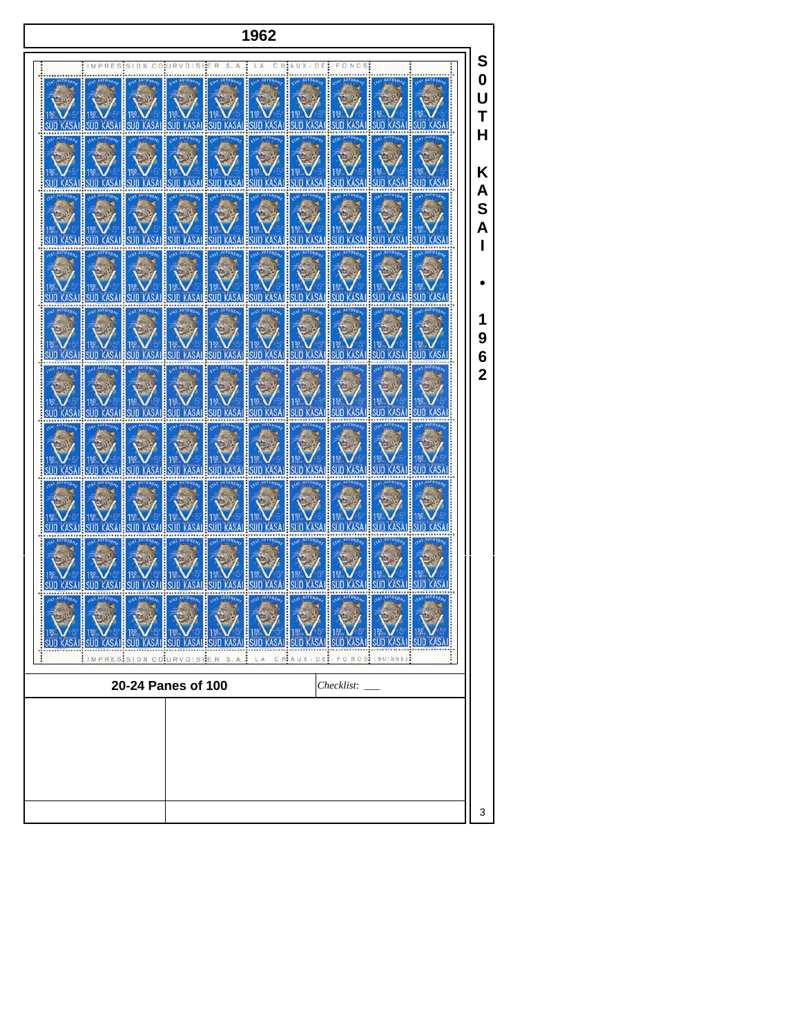# 1962

IMPRESSION COURVOISIER S.A. LA CHAUX-DE-FONDS

IMPRESSION COURVOISIER S.A. LA CHAUX-DE-FONDS (SUISSE)

**20-24 Panes of 100**

*Checklist*: ___

**S0UTH KASAI • 1962**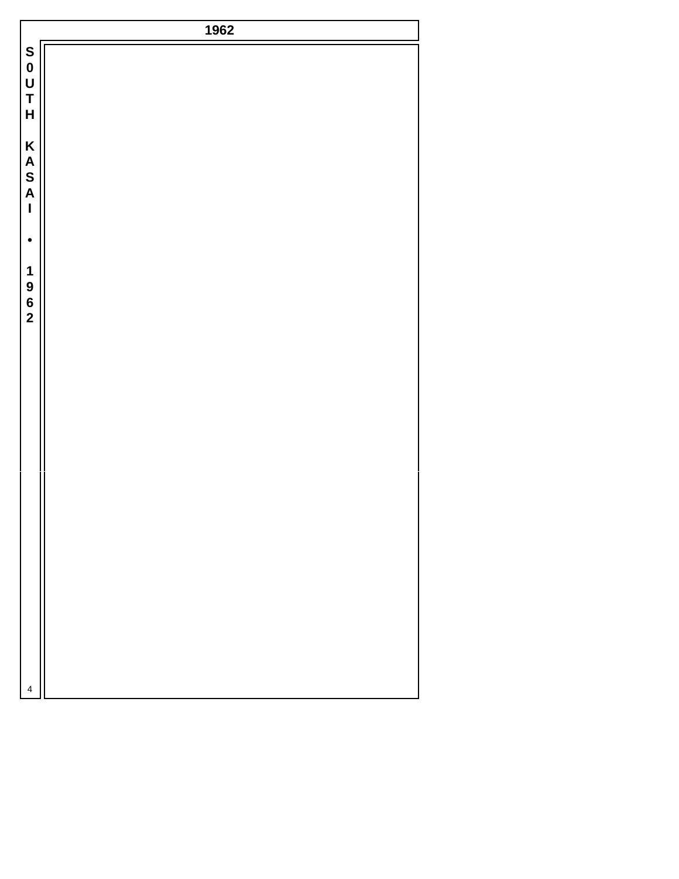# 1962